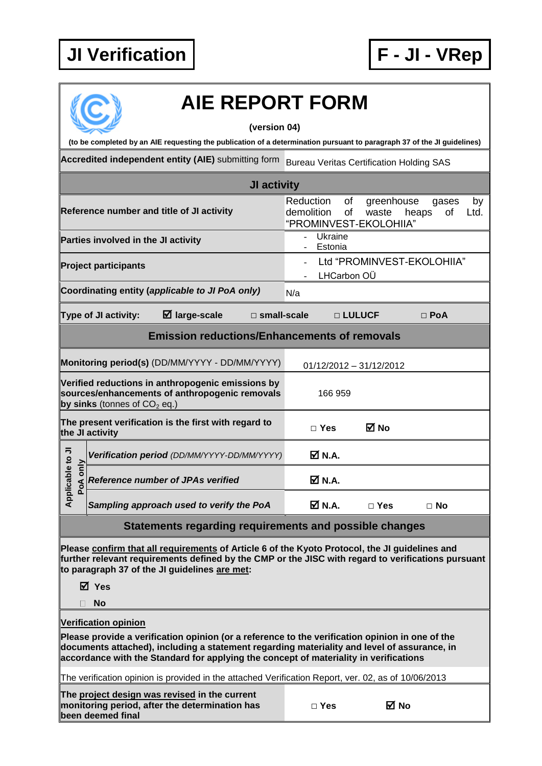**JI Verification** | **F - JI - VRep**

# AIE REPORT FORM

**(version 04)**

**(to be completed by an AIE requesting the publication of a determination pursuant to paragraph 37 of the JI guidelines)**

| | |
|---|---|
| **Accredited independent entity (AIE)** submitting form | Bureau Veritas Certification Holding SAS |
| **JI activity** | |
| **Reference number and title of JI activity** | Reduction of greenhouse gases by demolition of waste heaps of Ltd. "PROMINVEST-EKOLOHIIA" |
| **Parties involved in the JI activity** | - Ukraine<br>- Estonia |
| **Project participants** | - Ltd "PROMINVEST-EKOLOHIIA"<br>- LHCarbon OÜ |
| **Coordinating entity** (*applicable to JI PoA only*) | N/a |
| **Type of JI activity:** | ☑ **large-scale** □ **small-scale** □ **LULUCF** □ **PoA** |
| **Emission reductions/Enhancements of removals** | |
| **Monitoring period(s)** (DD/MM/YYYY - DD/MM/YYYY) | 01/12/2012 – 31/12/2012 |
| **Verified reductions in anthropogenic emissions by sources/enhancements of anthropogenic removals by sinks** (tonnes of $CO_2$ eq.) | 166 959 |
| **The present verification is the first with regard to the JI activity** | □ **Yes** ☑ **No** |
| **Applicable to JI PoA only** – ***Verification period*** *(DD/MM/YYYY-DD/MM/YYYY)* | ☑ **N.A.** |
| **Applicable to JI PoA only** – ***Reference number of JPAs verified*** | ☑ **N.A.** |
| **Applicable to JI PoA only** – ***Sampling approach used to verify the PoA*** | ☑ **N.A.** □ **Yes** □ **No** |

## Statements regarding requirements and possible changes

**Please confirm that all requirements of Article 6 of the Kyoto Protocol, the JI guidelines and further relevant requirements defined by the CMP or the JISC with regard to verifications pursuant to paragraph 37 of the JI guidelines are met:**

☑ **Yes**

□ **No**

**Verification opinion**

**Please provide a verification opinion (or a reference to the verification opinion in one of the documents attached), including a statement regarding materiality and level of assurance, in accordance with the Standard for applying the concept of materiality in verifications**

The verification opinion is provided in the attached Verification Report, ver. 02, as of 10/06/2013

| | |
|---|---|
| **The project design was revised in the current monitoring period, after the determination has been deemed final** | □ **Yes** ☑ **No** |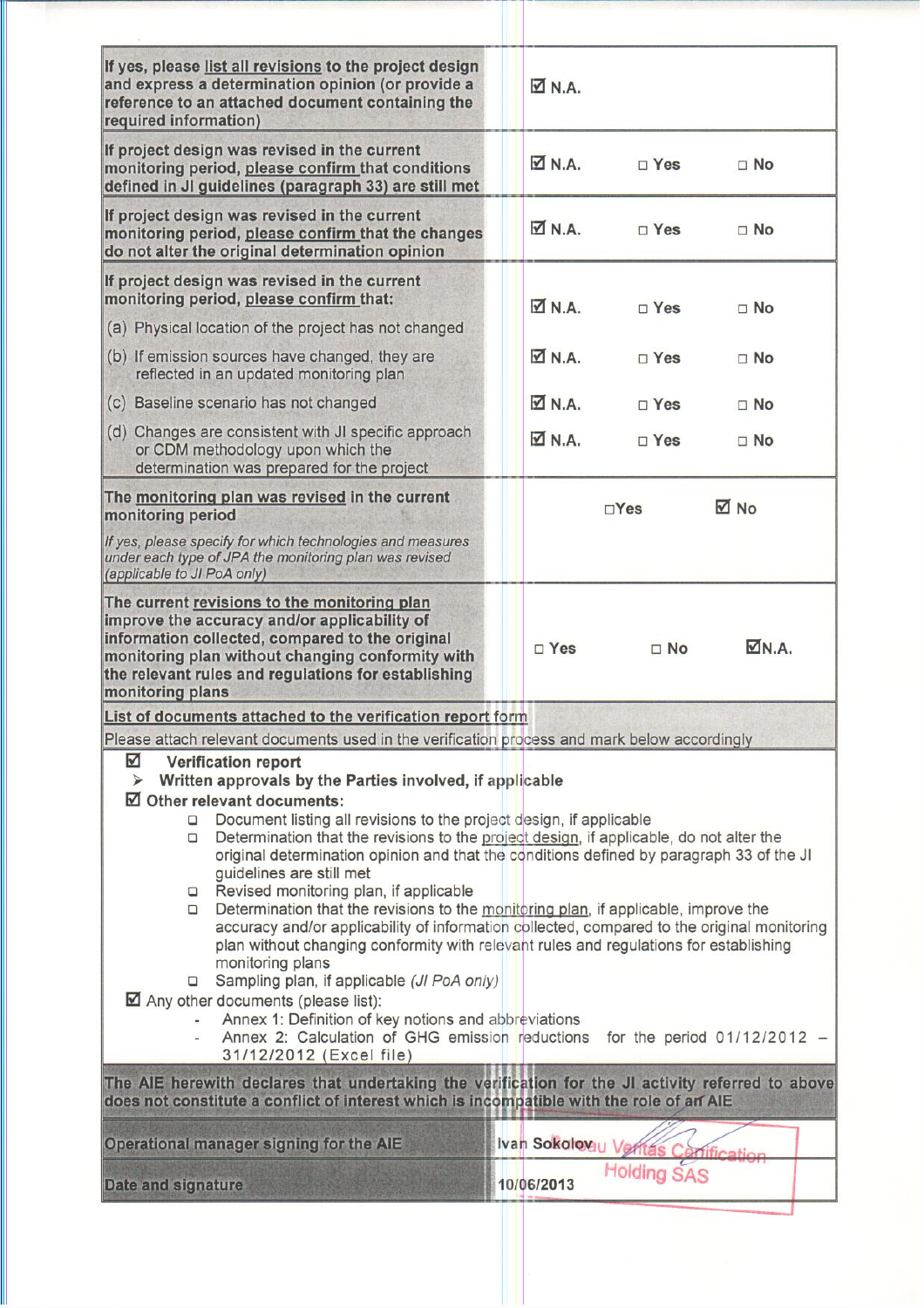| | | | |
|---|---|---|---|
| If yes, please list all revisions to the project design and express a determination opinion (or provide a reference to an attached document containing the required information) | ☑ N.A. | | |
| If project design was revised in the current monitoring period, please confirm that conditions defined in JI guidelines (paragraph 33) are still met | ☑ N.A. | □ Yes | □ No |
| If project design was revised in the current monitoring period, please confirm that the changes do not alter the original determination opinion | ☑ N.A. | □ Yes | □ No |
| If project design was revised in the current monitoring period, please confirm that: | | | |
| (a) Physical location of the project has not changed | ☑ N.A. | □ Yes | □ No |
| (b) If emission sources have changed, they are reflected in an updated monitoring plan | ☑ N.A. | □ Yes | □ No |
| (c) Baseline scenario has not changed | ☑ N.A. | □ Yes | □ No |
| (d) Changes are consistent with JI specific approach or CDM methodology upon which the determination was prepared for the project | ☑ N.A. | □ Yes | □ No |
| The monitoring plan was revised in the current monitoring period<br>*If yes, please specify for which technologies and measures under each type of JPA the monitoring plan was revised (applicable to JI PoA only)* | | □Yes | ☑ No |
| The current revisions to the monitoring plan improve the accuracy and/or applicability of information collected, compared to the original monitoring plan without changing conformity with the relevant rules and regulations for establishing monitoring plans | □ Yes | □ No | ☑N.A. |

**List of documents attached to the verification report form**

Please attach relevant documents used in the verification process and mark below accordingly

☑ **Verification report**

- **Written approvals by the Parties involved, if applicable**

☑ **Other relevant documents:**

- □ Document listing all revisions to the project design, if applicable
- □ Determination that the revisions to the project design, if applicable, do not alter the original determination opinion and that the conditions defined by paragraph 33 of the JI guidelines are still met
- □ Revised monitoring plan, if applicable
- □ Determination that the revisions to the monitoring plan, if applicable, improve the accuracy and/or applicability of information collected, compared to the original monitoring plan without changing conformity with relevant rules and regulations for establishing monitoring plans
- □ Sampling plan, if applicable *(JI PoA only)*

☑ Any other documents (please list):

- Annex 1: Definition of key notions and abbreviations
- Annex 2: Calculation of GHG emission reductions for the period 01/12/2012 – 31/12/2012 (Excel file)

**The AIE herewith declares that undertaking the verification for the JI activity referred to above does not constitute a conflict of interest which is incompatible with the role of an AIE**

| | |
|---|---|
| **Operational manager signing for the AIE** | Ivan Sokolov |
| **Date and signature** | 10/06/2013 |

Bureau Veritas Certification Holding SAS